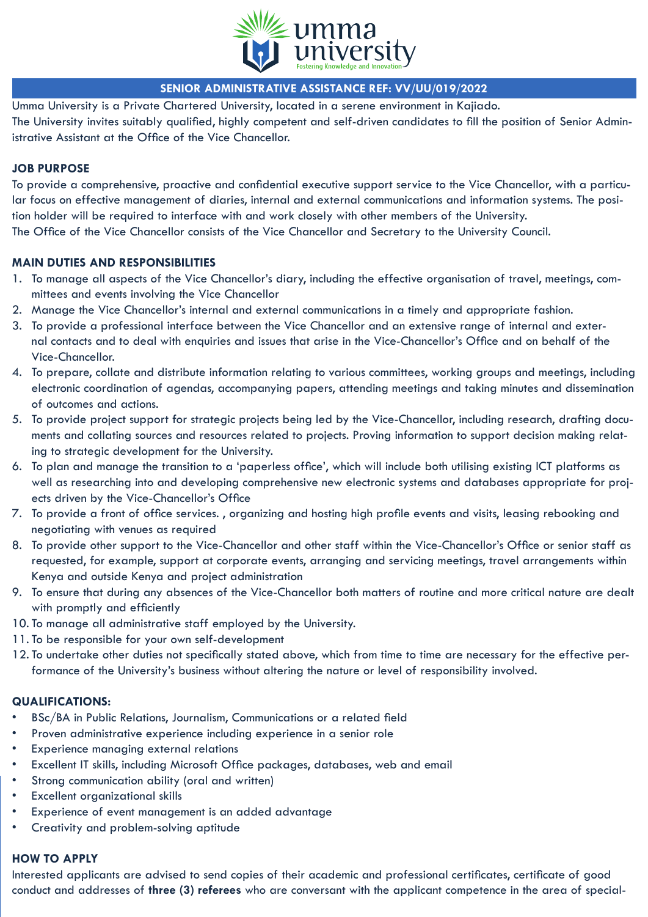umma university

Fostering Knowledge and Innovation

## SENIOR ADMINISTRATIVE ASSISTANCE REF: VV/UU/019/2022

Umma University is a Private Chartered University, located in a serene environment in Kajiado.

The University invites suitably qualified, highly competent and self-driven candidates to fill the position of Senior Administrative Assistant at the Office of the Vice Chancellor.

### JOB PURPOSE

To provide a comprehensive, proactive and confidential executive support service to the Vice Chancellor, with a particular focus on effective management of diaries, internal and external communications and information systems. The position holder will be required to interface with and work closely with other members of the University.

The Office of the Vice Chancellor consists of the Vice Chancellor and Secretary to the University Council.

### MAIN DUTIES AND RESPONSIBILITIES

1. To manage all aspects of the Vice Chancellor's diary, including the effective organisation of travel, meetings, committees and events involving the Vice Chancellor
2. Manage the Vice Chancellor's internal and external communications in a timely and appropriate fashion.
3. To provide a professional interface between the Vice Chancellor and an extensive range of internal and external contacts and to deal with enquiries and issues that arise in the Vice-Chancellor's Office and on behalf of the Vice-Chancellor.
4. To prepare, collate and distribute information relating to various committees, working groups and meetings, including electronic coordination of agendas, accompanying papers, attending meetings and taking minutes and dissemination of outcomes and actions.
5. To provide project support for strategic projects being led by the Vice-Chancellor, including research, drafting documents and collating sources and resources related to projects. Proving information to support decision making relating to strategic development for the University.
6. To plan and manage the transition to a 'paperless office', which will include both utilising existing ICT platforms as well as researching into and developing comprehensive new electronic systems and databases appropriate for projects driven by the Vice-Chancellor's Office
7. To provide a front of office services. , organizing and hosting high profile events and visits, leasing rebooking and negotiating with venues as required
8. To provide other support to the Vice-Chancellor and other staff within the Vice-Chancellor's Office or senior staff as requested, for example, support at corporate events, arranging and servicing meetings, travel arrangements within Kenya and outside Kenya and project administration
9. To ensure that during any absences of the Vice-Chancellor both matters of routine and more critical nature are dealt with promptly and efficiently
10. To manage all administrative staff employed by the University.
11. To be responsible for your own self-development
12. To undertake other duties not specifically stated above, which from time to time are necessary for the effective performance of the University's business without altering the nature or level of responsibility involved.

### QUALIFICATIONS:

- BSc/BA in Public Relations, Journalism, Communications or a related field
- Proven administrative experience including experience in a senior role
- Experience managing external relations
- Excellent IT skills, including Microsoft Office packages, databases, web and email
- Strong communication ability (oral and written)
- Excellent organizational skills
- Experience of event management is an added advantage
- Creativity and problem-solving aptitude

### HOW TO APPLY

Interested applicants are advised to send copies of their academic and professional certificates, certificate of good conduct and addresses of **three (3) referees** who are conversant with the applicant competence in the area of special-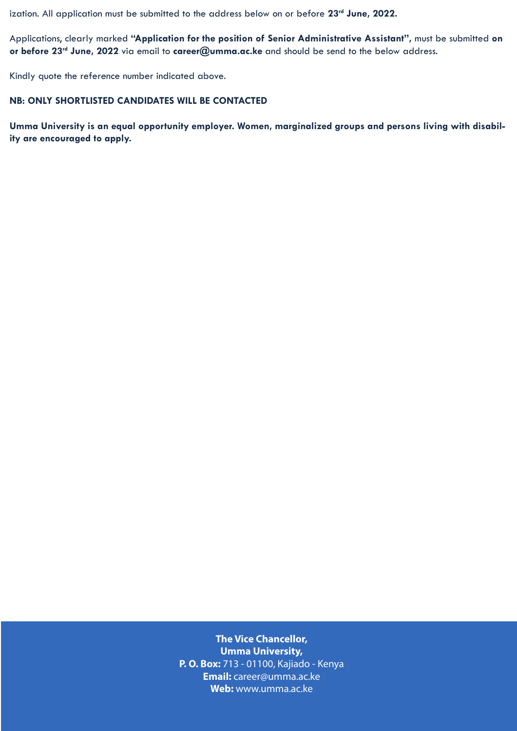ization. All application must be submitted to the address below on or before **23rd June, 2022.**

Applications, clearly marked **"Application for the position of Senior Administrative Assistant",** must be submitted **on or before 23rd June, 2022** via email to **career@umma.ac.ke** and should be send to the below address.

Kindly quote the reference number indicated above.

**NB: ONLY SHORTLISTED CANDIDATES WILL BE CONTACTED**

**Umma University is an equal opportunity employer. Women, marginalized groups and persons living with disability are encouraged to apply.**

**The Vice Chancellor,**
**Umma University,**
**P. O. Box:** 713 - 01100, Kajiado - Kenya
**Email:** career@umma.ac.ke
**Web:** www.umma.ac.ke